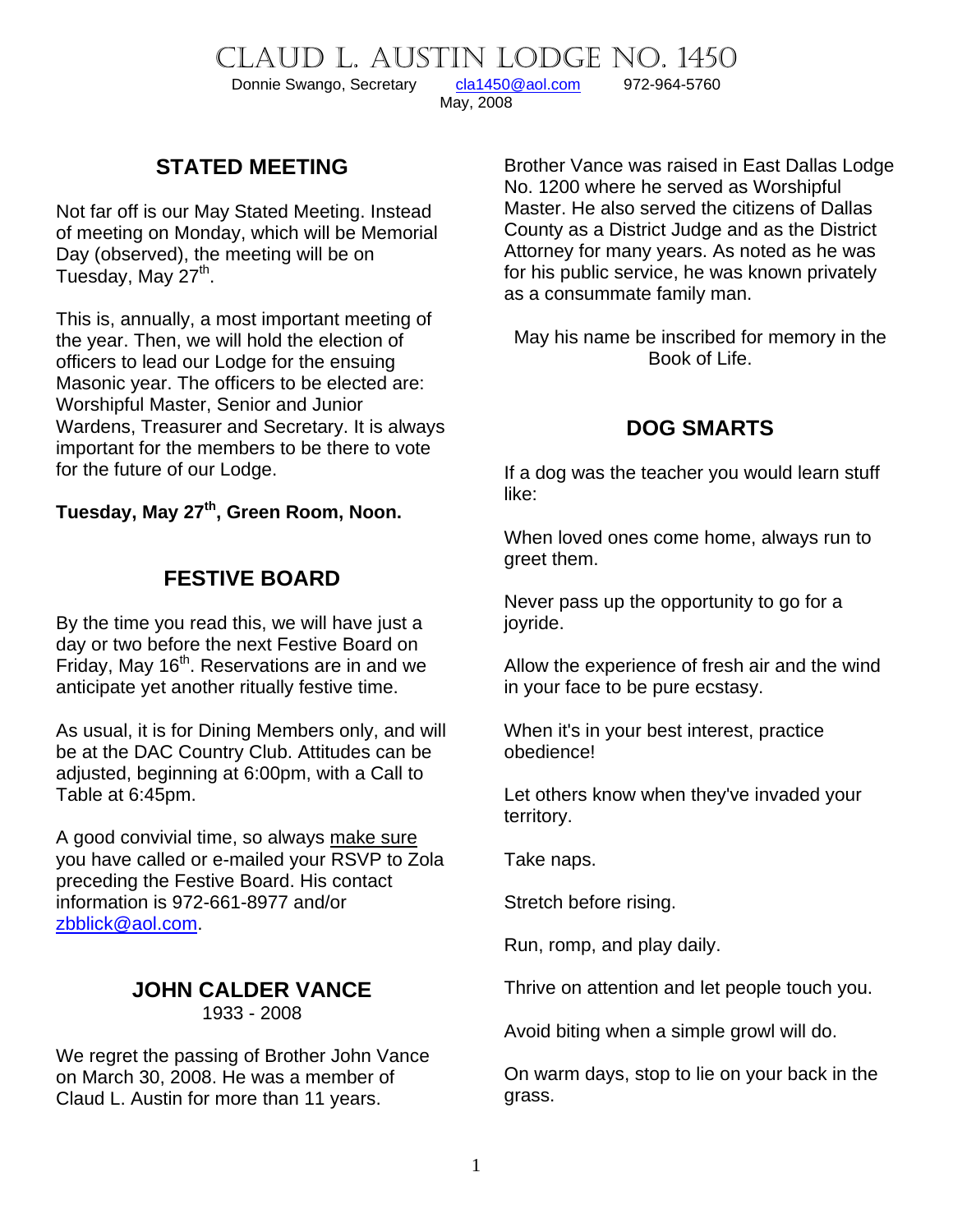# CLAUD L. AUSTIN LODGE NO. 1450

Donnie Swango, Secretary    cla1450@aol.com    972-964-5760

May, 2008

## STATED MEETING

Not far off is our May Stated Meeting. Instead of meeting on Monday, which will be Memorial Day (observed), the meeting will be on Tuesday, May 27th.

This is, annually, a most important meeting of the year. Then, we will hold the election of officers to lead our Lodge for the ensuing Masonic year. The officers to be elected are: Worshipful Master, Senior and Junior Wardens, Treasurer and Secretary. It is always important for the members to be there to vote for the future of our Lodge.

**Tuesday, May 27th, Green Room, Noon.**

## FESTIVE BOARD

By the time you read this, we will have just a day or two before the next Festive Board on Friday, May 16th. Reservations are in and we anticipate yet another ritually festive time.

As usual, it is for Dining Members only, and will be at the DAC Country Club. Attitudes can be adjusted, beginning at 6:00pm, with a Call to Table at 6:45pm.

A good convivial time, so always make sure you have called or e-mailed your RSVP to Zola preceding the Festive Board. His contact information is 972-661-8977 and/or zbblick@aol.com.

## JOHN CALDER VANCE

1933 - 2008

We regret the passing of Brother John Vance on March 30, 2008. He was a member of Claud L. Austin for more than 11 years.

Brother Vance was raised in East Dallas Lodge No. 1200 where he served as Worshipful Master. He also served the citizens of Dallas County as a District Judge and as the District Attorney for many years. As noted as he was for his public service, he was known privately as a consummate family man.

May his name be inscribed for memory in the Book of Life.

## DOG SMARTS

If a dog was the teacher you would learn stuff like:

When loved ones come home, always run to greet them.

Never pass up the opportunity to go for a joyride.

Allow the experience of fresh air and the wind in your face to be pure ecstasy.

When it's in your best interest, practice obedience!

Let others know when they've invaded your territory.

Take naps.

Stretch before rising.

Run, romp, and play daily.

Thrive on attention and let people touch you.

Avoid biting when a simple growl will do.

On warm days, stop to lie on your back in the grass.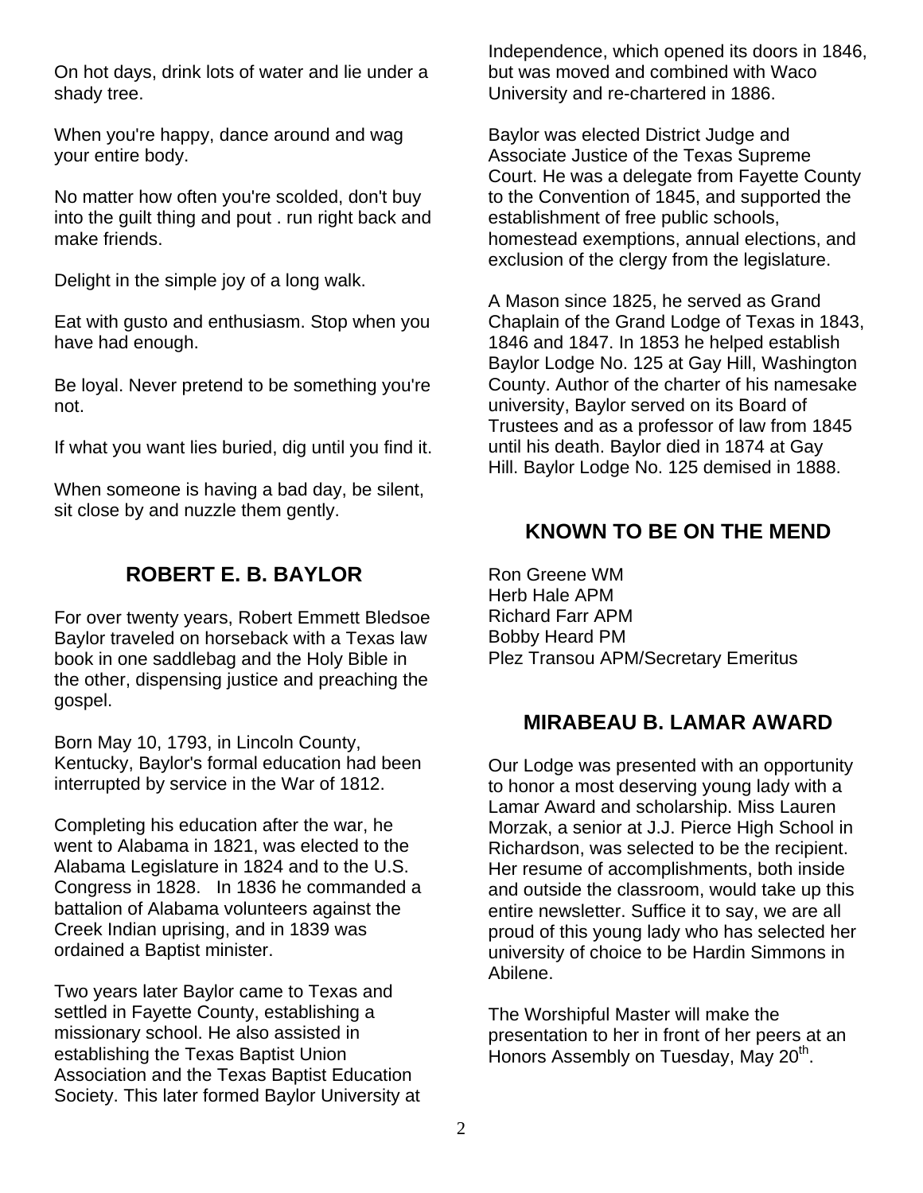On hot days, drink lots of water and lie under a shady tree.

When you're happy, dance around and wag your entire body.

No matter how often you're scolded, don't buy into the guilt thing and pout . run right back and make friends.

Delight in the simple joy of a long walk.

Eat with gusto and enthusiasm. Stop when you have had enough.

Be loyal. Never pretend to be something you're not.

If what you want lies buried, dig until you find it.

When someone is having a bad day, be silent, sit close by and nuzzle them gently.

## ROBERT E. B. BAYLOR

For over twenty years, Robert Emmett Bledsoe Baylor traveled on horseback with a Texas law book in one saddlebag and the Holy Bible in the other, dispensing justice and preaching the gospel.

Born May 10, 1793, in Lincoln County, Kentucky, Baylor's formal education had been interrupted by service in the War of 1812.

Completing his education after the war, he went to Alabama in 1821, was elected to the Alabama Legislature in 1824 and to the U.S. Congress in 1828. In 1836 he commanded a battalion of Alabama volunteers against the Creek Indian uprising, and in 1839 was ordained a Baptist minister.

Two years later Baylor came to Texas and settled in Fayette County, establishing a missionary school. He also assisted in establishing the Texas Baptist Union Association and the Texas Baptist Education Society. This later formed Baylor University at Independence, which opened its doors in 1846, but was moved and combined with Waco University and re-chartered in 1886.

Baylor was elected District Judge and Associate Justice of the Texas Supreme Court. He was a delegate from Fayette County to the Convention of 1845, and supported the establishment of free public schools, homestead exemptions, annual elections, and exclusion of the clergy from the legislature.

A Mason since 1825, he served as Grand Chaplain of the Grand Lodge of Texas in 1843, 1846 and 1847. In 1853 he helped establish Baylor Lodge No. 125 at Gay Hill, Washington County. Author of the charter of his namesake university, Baylor served on its Board of Trustees and as a professor of law from 1845 until his death. Baylor died in 1874 at Gay Hill. Baylor Lodge No. 125 demised in 1888.

## KNOWN TO BE ON THE MEND

Ron Greene WM
Herb Hale APM
Richard Farr APM
Bobby Heard PM
Plez Transou APM/Secretary Emeritus

## MIRABEAU B. LAMAR AWARD

Our Lodge was presented with an opportunity to honor a most deserving young lady with a Lamar Award and scholarship. Miss Lauren Morzak, a senior at J.J. Pierce High School in Richardson, was selected to be the recipient. Her resume of accomplishments, both inside and outside the classroom, would take up this entire newsletter. Suffice it to say, we are all proud of this young lady who has selected her university of choice to be Hardin Simmons in Abilene.

The Worshipful Master will make the presentation to her in front of her peers at an Honors Assembly on Tuesday, May 20th.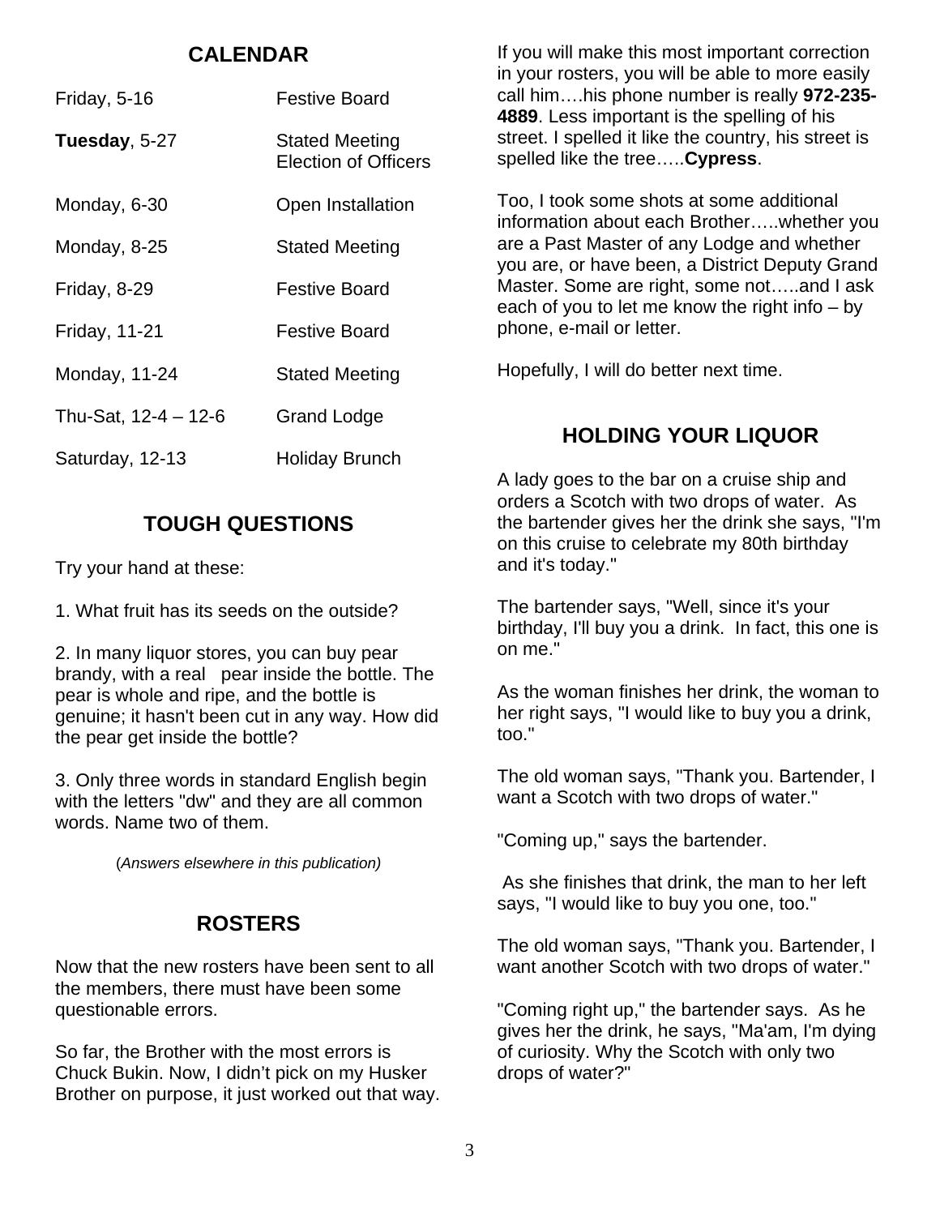## CALENDAR

| | |
|---|---|
| Friday, 5-16 | Festive Board |
| **Tuesday**, 5-27 | Stated Meeting Election of Officers |
| Monday, 6-30 | Open Installation |
| Monday, 8-25 | Stated Meeting |
| Friday, 8-29 | Festive Board |
| Friday, 11-21 | Festive Board |
| Monday, 11-24 | Stated Meeting |
| Thu-Sat, 12-4 – 12-6 | Grand Lodge |
| Saturday, 12-13 | Holiday Brunch |

## TOUGH QUESTIONS

Try your hand at these:

1. What fruit has its seeds on the outside?

2. In many liquor stores, you can buy pear brandy, with a real pear inside the bottle. The pear is whole and ripe, and the bottle is genuine; it hasn't been cut in any way. How did the pear get inside the bottle?

3. Only three words in standard English begin with the letters "dw" and they are all common words. Name two of them.

(*Answers elsewhere in this publication)*

## ROSTERS

Now that the new rosters have been sent to all the members, there must have been some questionable errors.

So far, the Brother with the most errors is Chuck Bukin. Now, I didn't pick on my Husker Brother on purpose, it just worked out that way.

If you will make this most important correction in your rosters, you will be able to more easily call him….his phone number is really **972-235-4889**. Less important is the spelling of his street. I spelled it like the country, his street is spelled like the tree…..**Cypress**.

Too, I took some shots at some additional information about each Brother…..whether you are a Past Master of any Lodge and whether you are, or have been, a District Deputy Grand Master. Some are right, some not…..and I ask each of you to let me know the right info – by phone, e-mail or letter.

Hopefully, I will do better next time.

## HOLDING YOUR LIQUOR

A lady goes to the bar on a cruise ship and orders a Scotch with two drops of water. As the bartender gives her the drink she says, "I'm on this cruise to celebrate my 80th birthday and it's today."

The bartender says, "Well, since it's your birthday, I'll buy you a drink. In fact, this one is on me."

As the woman finishes her drink, the woman to her right says, "I would like to buy you a drink, too."

The old woman says, "Thank you. Bartender, I want a Scotch with two drops of water."

"Coming up," says the bartender.

As she finishes that drink, the man to her left says, "I would like to buy you one, too."

The old woman says, "Thank you. Bartender, I want another Scotch with two drops of water."

"Coming right up," the bartender says. As he gives her the drink, he says, "Ma'am, I'm dying of curiosity. Why the Scotch with only two drops of water?"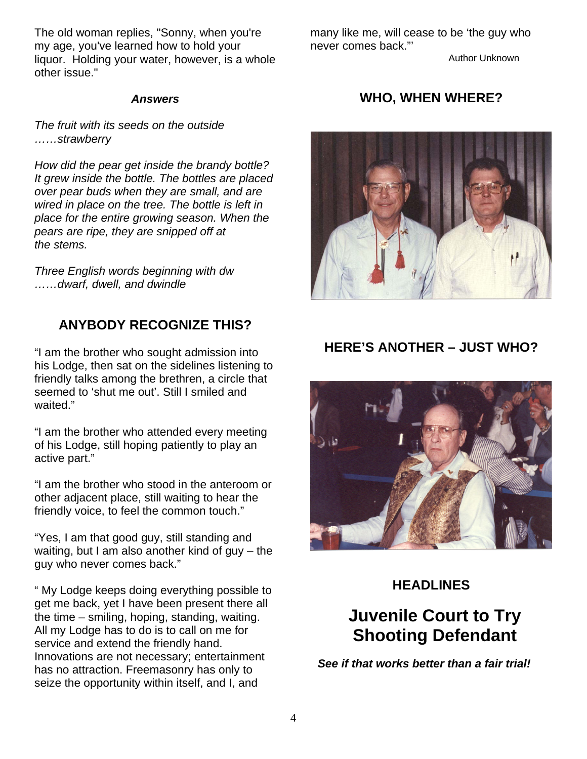The old woman replies, "Sonny, when you're my age, you've learned how to hold your liquor. Holding your water, however, is a whole other issue."

### *Answers*

*The fruit with its seeds on the outside ……strawberry*

*How did the pear get inside the brandy bottle? It grew inside the bottle. The bottles are placed over pear buds when they are small, and are wired in place on the tree. The bottle is left in place for the entire growing season. When the pears are ripe, they are snipped off at the stems.*

*Three English words beginning with dw ……dwarf, dwell, and dwindle*

## ANYBODY RECOGNIZE THIS?

"I am the brother who sought admission into his Lodge, then sat on the sidelines listening to friendly talks among the brethren, a circle that seemed to 'shut me out'. Still I smiled and waited."

"I am the brother who attended every meeting of his Lodge, still hoping patiently to play an active part."

"I am the brother who stood in the anteroom or other adjacent place, still waiting to hear the friendly voice, to feel the common touch."

"Yes, I am that good guy, still standing and waiting, but I am also another kind of guy – the guy who never comes back."

" My Lodge keeps doing everything possible to get me back, yet I have been present there all the time – smiling, hoping, standing, waiting. All my Lodge has to do is to call on me for service and extend the friendly hand. Innovations are not necessary; entertainment has no attraction. Freemasonry has only to seize the opportunity within itself, and I, and many like me, will cease to be 'the guy who never comes back."'

Author Unknown

## WHO, WHEN WHERE?

## HERE'S ANOTHER – JUST WHO?

## HEADLINES

# Juvenile Court to Try Shooting Defendant

***See if that works better than a fair trial!***